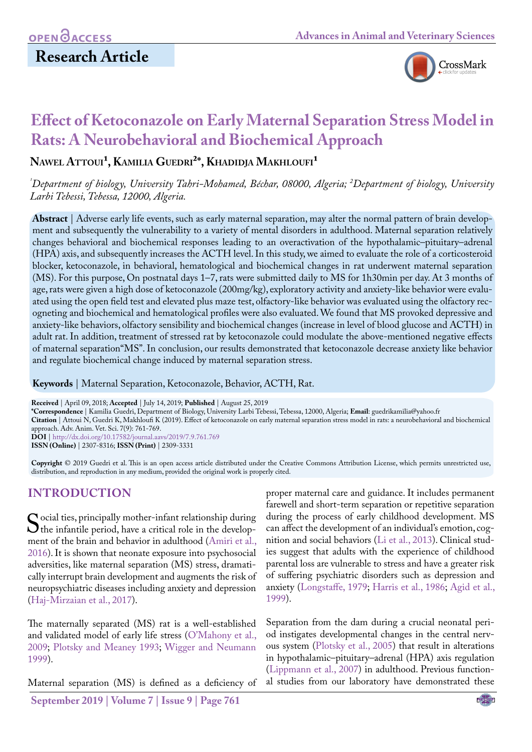OPEN ACCESS

## Research Article

# Effect of Ketoconazole on Early Maternal Separation Stress Model in Rats: A Neurobehavioral and Biochemical Approach

**Nawel Attoui[1], Kamilia Guedri[2]*, Khadidja Makhloufi[1]**

*[1]Department of biology, University Tahri-Mohamed, Béchar, 08000, Algeria; [2]Department of biology, University Larbi Tebessi, Tebessa, 12000, Algeria.*

**Abstract** | Adverse early life events, such as early maternal separation, may alter the normal pattern of brain development and subsequently the vulnerability to a variety of mental disorders in adulthood. Maternal separation relatively changes behavioral and biochemical responses leading to an overactivation of the hypothalamic–pituitary–adrenal (HPA) axis, and subsequently increases the ACTH level. In this study, we aimed to evaluate the role of a corticosteroid blocker, ketoconazole, in behavioral, hematological and biochemical changes in rat underwent maternal separation (MS). For this purpose, On postnatal days 1–7, rats were submitted daily to MS for 1h30min per day. At 3 months of age, rats were given a high dose of ketoconazole (200mg/kg), exploratory activity and anxiety-like behavior were evaluated using the open field test and elevated plus maze test, olfactory-like behavior was evaluated using the olfactory recogneting and biochemical and hematological profiles were also evaluated. We found that MS provoked depressive and anxiety-like behaviors, olfactory sensibility and biochemical changes (increase in level of blood glucose and ACTH) in adult rat. In addition, treatment of stressed rat by ketoconazole could modulate the above-mentioned negative effects of maternal separation"MS". In conclusion, our results demonstrated that ketoconazole decrease anxiety like behavior and regulate biochemical change induced by maternal separation stress.

**Keywords** | Maternal Separation, Ketoconazole, Behavior, ACTH, Rat.

**Received** | April 09, 2018; **Accepted** | July 14, 2019; **Published** | August 25, 2019
**\*Correspondence** | Kamilia Guedri, Department of Biology, University Larbi Tebessi, Tebessa, 12000, Algeria; **Email**: guedrikamilia@yahoo.fr
**Citation** | Attoui N, Guedri K, Makhloufi K (2019). Effect of ketoconazole on early maternal separation stress model in rats: a neurobehavioral and biochemical approach. Adv. Anim. Vet. Sci. 7(9): 761-769.
**DOI** | http://dx.doi.org/10.17582/journal.aavs/2019/7.9.761.769
**ISSN (Online)** | 2307-8316; **ISSN (Print)** | 2309-3331

**Copyright** © 2019 Guedri et al. This is an open access article distributed under the Creative Commons Attribution License, which permits unrestricted use, distribution, and reproduction in any medium, provided the original work is properly cited.

## INTRODUCTION

Social ties, principally mother-infant relationship during the infantile period, have a critical role in the development of the brain and behavior in adulthood (Amiri et al., 2016). It is shown that neonate exposure into psychosocial adversities, like maternal separation (MS) stress, dramatically interrupt brain development and augments the risk of neuropsychiatric diseases including anxiety and depression (Haj-Mirzaian et al., 2017).

The maternally separated (MS) rat is a well-established and validated model of early life stress (O'Mahony et al., 2009; Plotsky and Meaney 1993; Wigger and Neumann 1999).

Maternal separation (MS) is defined as a deficiency of proper maternal care and guidance. It includes permanent farewell and short-term separation or repetitive separation during the process of early childhood development. MS can affect the development of an individual's emotion, cognition and social behaviors (Li et al., 2013). Clinical studies suggest that adults with the experience of childhood parental loss are vulnerable to stress and have a greater risk of suffering psychiatric disorders such as depression and anxiety (Longstaffe, 1979; Harris et al., 1986; Agid et al., 1999).

Separation from the dam during a crucial neonatal period instigates developmental changes in the central nervous system (Plotsky et al., 2005) that result in alterations in hypothalamic–pituitary–adrenal (HPA) axis regulation (Lippmann et al., 2007) in adulthood. Previous functional studies from our laboratory have demonstrated these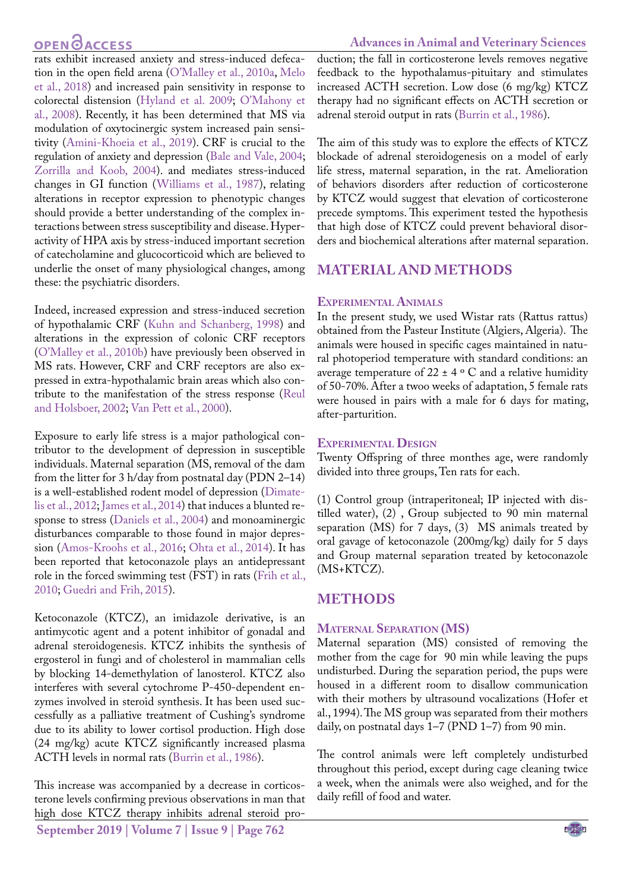rats exhibit increased anxiety and stress-induced defecation in the open field arena (O'Malley et al., 2010a, Melo et al., 2018) and increased pain sensitivity in response to colorectal distension (Hyland et al. 2009; O'Mahony et al., 2008). Recently, it has been determined that MS via modulation of oxytocinergic system increased pain sensitivity (Amini-Khoeia et al., 2019). CRF is crucial to the regulation of anxiety and depression (Bale and Vale, 2004; Zorrilla and Koob, 2004). and mediates stress-induced changes in GI function (Williams et al., 1987), relating alterations in receptor expression to phenotypic changes should provide a better understanding of the complex interactions between stress susceptibility and disease. Hyperactivity of HPA axis by stress-induced important secretion of catecholamine and glucocorticoid which are believed to underlie the onset of many physiological changes, among these: the psychiatric disorders.

Indeed, increased expression and stress-induced secretion of hypothalamic CRF (Kuhn and Schanberg, 1998) and alterations in the expression of colonic CRF receptors (O'Malley et al., 2010b) have previously been observed in MS rats. However, CRF and CRF receptors are also expressed in extra-hypothalamic brain areas which also contribute to the manifestation of the stress response (Reul and Holsboer, 2002; Van Pett et al., 2000).

Exposure to early life stress is a major pathological contributor to the development of depression in susceptible individuals. Maternal separation (MS, removal of the dam from the litter for 3 h/day from postnatal day (PDN 2–14) is a well-established rodent model of depression (Dimatelis et al., 2012; James et al., 2014) that induces a blunted response to stress (Daniels et al., 2004) and monoaminergic disturbances comparable to those found in major depression (Amos-Kroohs et al., 2016; Ohta et al., 2014). It has been reported that ketoconazole plays an antidepressant role in the forced swimming test (FST) in rats (Frih et al., 2010; Guedri and Frih, 2015).

Ketoconazole (KTCZ), an imidazole derivative, is an antimycotic agent and a potent inhibitor of gonadal and adrenal steroidogenesis. KTCZ inhibits the synthesis of ergosterol in fungi and of cholesterol in mammalian cells by blocking 14-demethylation of lanosterol. KTCZ also interferes with several cytochrome P-450-dependent enzymes involved in steroid synthesis. It has been used successfully as a palliative treatment of Cushing's syndrome due to its ability to lower cortisol production. High dose (24 mg/kg) acute KTCZ significantly increased plasma ACTH levels in normal rats (Burrin et al., 1986).

This increase was accompanied by a decrease in corticosterone levels confirming previous observations in man that high dose KTCZ therapy inhibits adrenal steroid production; the fall in corticosterone levels removes negative feedback to the hypothalamus-pituitary and stimulates increased ACTH secretion. Low dose (6 mg/kg) KTCZ therapy had no significant effects on ACTH secretion or adrenal steroid output in rats (Burrin et al., 1986).

The aim of this study was to explore the effects of KTCZ blockade of adrenal steroidogenesis on a model of early life stress, maternal separation, in the rat. Amelioration of behaviors disorders after reduction of corticosterone by KTCZ would suggest that elevation of corticosterone precede symptoms. This experiment tested the hypothesis that high dose of KTCZ could prevent behavioral disorders and biochemical alterations after maternal separation.

## MATERIAL AND METHODS

### Experimental Animals

In the present study, we used Wistar rats (Rattus rattus) obtained from the Pasteur Institute (Algiers, Algeria). The animals were housed in specific cages maintained in natural photoperiod temperature with standard conditions: an average temperature of 22 ± 4 º C and a relative humidity of 50-70%. After a twoo weeks of adaptation, 5 female rats were housed in pairs with a male for 6 days for mating, after-parturition.

### Experimental Design

Twenty Offspring of three monthes age, were randomly divided into three groups, Ten rats for each.

(1) Control group (intraperitoneal; IP injected with distilled water), (2) , Group subjected to 90 min maternal separation (MS) for 7 days, (3) MS animals treated by oral gavage of ketoconazole (200mg/kg) daily for 5 days and Group maternal separation treated by ketoconazole (MS+KTCZ).

## METHODS

### Maternal Separation (MS)

Maternal separation (MS) consisted of removing the mother from the cage for 90 min while leaving the pups undisturbed. During the separation period, the pups were housed in a different room to disallow communication with their mothers by ultrasound vocalizations (Hofer et al., 1994). The MS group was separated from their mothers daily, on postnatal days 1–7 (PND 1–7) from 90 min.

The control animals were left completely undisturbed throughout this period, except during cage cleaning twice a week, when the animals were also weighed, and for the daily refill of food and water.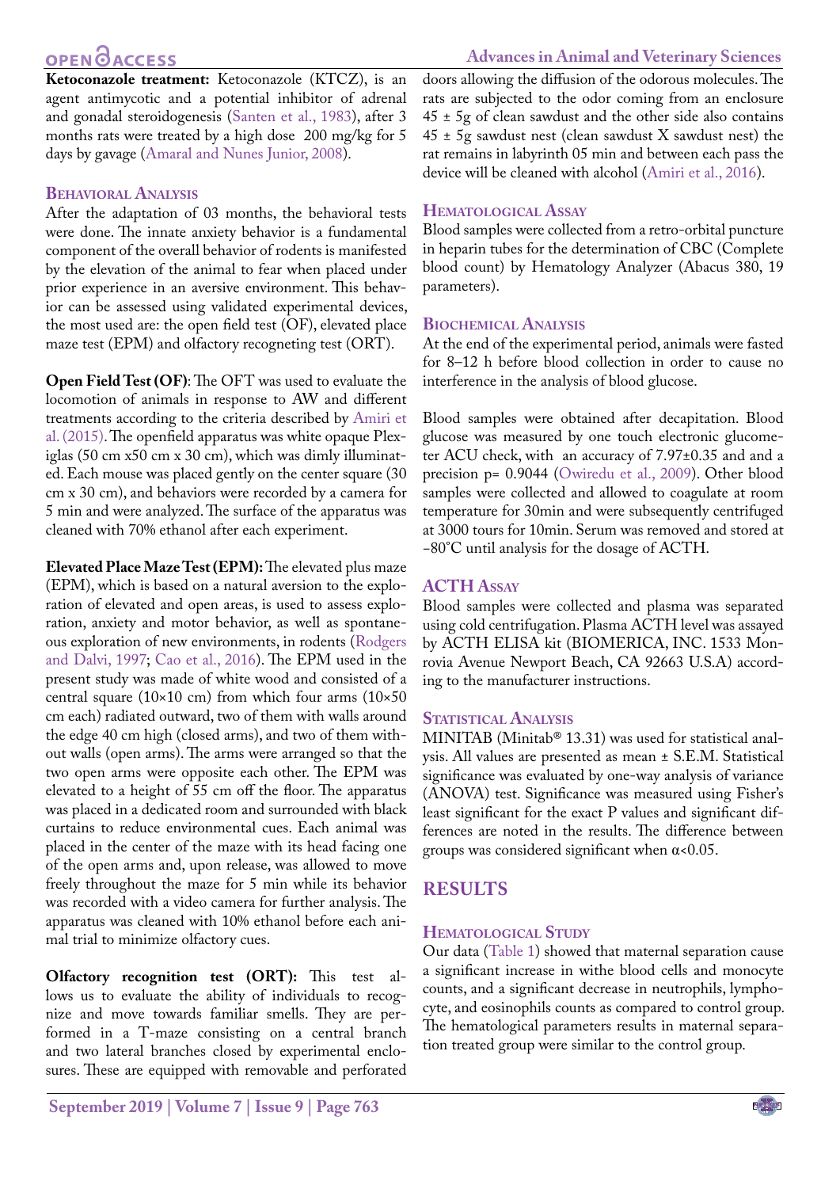**Ketoconazole treatment:** Ketoconazole (KTCZ), is an agent antimycotic and a potential inhibitor of adrenal and gonadal steroidogenesis (Santen et al., 1983), after 3 months rats were treated by a high dose 200 mg/kg for 5 days by gavage (Amaral and Nunes Junior, 2008).

## Behavioral Analysis

After the adaptation of 03 months, the behavioral tests were done. The innate anxiety behavior is a fundamental component of the overall behavior of rodents is manifested by the elevation of the animal to fear when placed under prior experience in an aversive environment. This behavior can be assessed using validated experimental devices, the most used are: the open field test (OF), elevated place maze test (EPM) and olfactory recogneting test (ORT).

**Open Field Test (OF)**: The OFT was used to evaluate the locomotion of animals in response to AW and different treatments according to the criteria described by Amiri et al. (2015). The openfield apparatus was white opaque Plexiglas (50 cm x50 cm x 30 cm), which was dimly illuminated. Each mouse was placed gently on the center square (30 cm x 30 cm), and behaviors were recorded by a camera for 5 min and were analyzed. The surface of the apparatus was cleaned with 70% ethanol after each experiment.

**Elevated Place Maze Test (EPM):** The elevated plus maze (EPM), which is based on a natural aversion to the exploration of elevated and open areas, is used to assess exploration, anxiety and motor behavior, as well as spontaneous exploration of new environments, in rodents (Rodgers and Dalvi, 1997; Cao et al., 2016). The EPM used in the present study was made of white wood and consisted of a central square (10×10 cm) from which four arms (10×50 cm each) radiated outward, two of them with walls around the edge 40 cm high (closed arms), and two of them without walls (open arms). The arms were arranged so that the two open arms were opposite each other. The EPM was elevated to a height of 55 cm off the floor. The apparatus was placed in a dedicated room and surrounded with black curtains to reduce environmental cues. Each animal was placed in the center of the maze with its head facing one of the open arms and, upon release, was allowed to move freely throughout the maze for 5 min while its behavior was recorded with a video camera for further analysis. The apparatus was cleaned with 10% ethanol before each animal trial to minimize olfactory cues.

**Olfactory recognition test (ORT):** This test allows us to evaluate the ability of individuals to recognize and move towards familiar smells. They are performed in a T-maze consisting on a central branch and two lateral branches closed by experimental enclosures. These are equipped with removable and perforated doors allowing the diffusion of the odorous molecules. The rats are subjected to the odor coming from an enclosure 45 ± 5g of clean sawdust and the other side also contains 45 ± 5g sawdust nest (clean sawdust X sawdust nest) the rat remains in labyrinth 05 min and between each pass the device will be cleaned with alcohol (Amiri et al., 2016).

## Hematological Assay

Blood samples were collected from a retro-orbital puncture in heparin tubes for the determination of CBC (Complete blood count) by Hematology Analyzer (Abacus 380, 19 parameters).

## Biochemical Analysis

At the end of the experimental period, animals were fasted for 8–12 h before blood collection in order to cause no interference in the analysis of blood glucose.

Blood samples were obtained after decapitation. Blood glucose was measured by one touch electronic glucometer ACU check, with an accuracy of 7.97±0.35 and and a precision p= 0.9044 (Owiredu et al., 2009). Other blood samples were collected and allowed to coagulate at room temperature for 30min and were subsequently centrifuged at 3000 tours for 10min. Serum was removed and stored at −80°C until analysis for the dosage of ACTH.

## ACTH Assay

Blood samples were collected and plasma was separated using cold centrifugation. Plasma ACTH level was assayed by ACTH ELISA kit (BIOMERICA, INC. 1533 Monrovia Avenue Newport Beach, CA 92663 U.S.A) according to the manufacturer instructions.

## Statistical Analysis

MINITAB (Minitab® 13.31) was used for statistical analysis. All values are presented as mean ± S.E.M. Statistical significance was evaluated by one-way analysis of variance (ANOVA) test. Significance was measured using Fisher's least significant for the exact P values and significant differences are noted in the results. The difference between groups was considered significant when $\alpha<0.05$.

# RESULTS

## Hematological Study

Our data (Table 1) showed that maternal separation cause a significant increase in withe blood cells and monocyte counts, and a significant decrease in neutrophils, lymphocyte, and eosinophils counts as compared to control group. The hematological parameters results in maternal separation treated group were similar to the control group.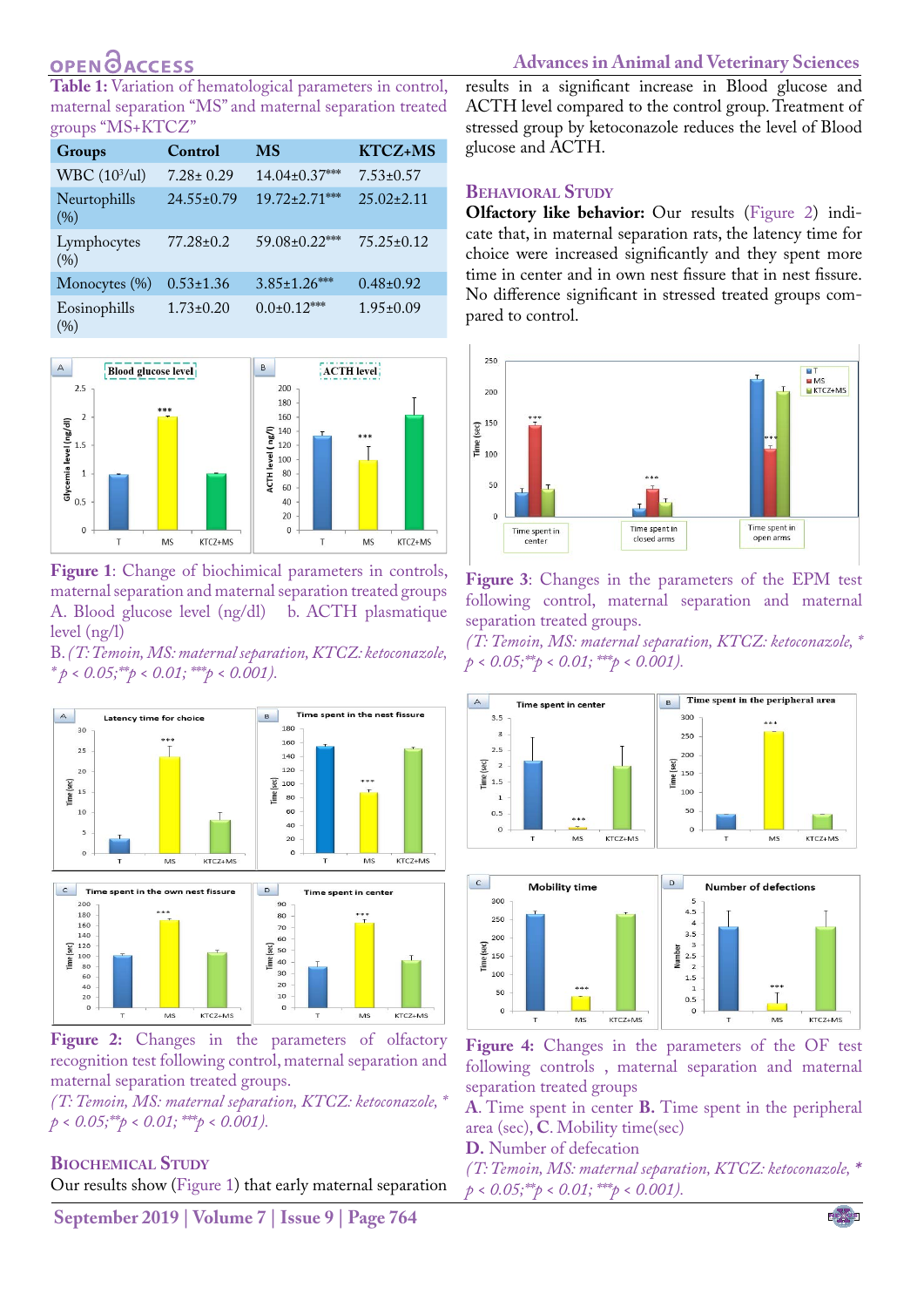**Table 1:** Variation of hematological parameters in control, maternal separation "MS" and maternal separation treated groups "MS+KTCZ"

| Groups | Control | MS | KTCZ+MS |
|---|---|---|---|
| WBC ($10^3$/ul) | 7.28± 0.29 | 14.04±0.37*** | 7.53±0.57 |
| Neurtophills (%) | 24.55±0.79 | 19.72±2.71*** | 25.02±2.11 |
| Lymphocytes (%) | 77.28±0.2 | 59.08±0.22*** | 75.25±0.12 |
| Monocytes (%) | 0.53±1.36 | 3.85±1.26*** | 0.48±0.92 |
| Eosinophills (%) | 1.73±0.20 | 0.0±0.12*** | 1.95±0.09 |

**Figure 1**: Change of biochimical parameters in controls, maternal separation and maternal separation treated groups A. Blood glucose level (ng/dl) b. ACTH plasmatique level (ng/l)

B. *(T: Temoin, MS: maternal separation, KTCZ: ketoconazole, * p < 0.05;**p < 0.01; ***p < 0.001).*

**Figure 2:** Changes in the parameters of olfactory recognition test following control, maternal separation and maternal separation treated groups.

*(T: Temoin, MS: maternal separation, KTCZ: ketoconazole, * p < 0.05;**p < 0.01; ***p < 0.001).*

## Biochemical Study

Our results show (Figure 1) that early maternal separation results in a significant increase in Blood glucose and ACTH level compared to the control group. Treatment of stressed group by ketoconazole reduces the level of Blood glucose and ACTH.

## Behavioral Study

**Olfactory like behavior:** Our results (Figure 2) indicate that, in maternal separation rats, the latency time for choice were increased significantly and they spent more time in center and in own nest fissure that in nest fissure. No difference significant in stressed treated groups compared to control.

**Figure 3**: Changes in the parameters of the EPM test following control, maternal separation and maternal separation treated groups.

*(T: Temoin, MS: maternal separation, KTCZ: ketoconazole, * p < 0.05;**p < 0.01; ***p < 0.001).*

**Figure 4**: Changes in the parameters of the OF test following controls , maternal separation and maternal separation treated groups

**A**. Time spent in center **B.** Time spent in the peripheral area (sec), **C**. Mobility time(sec)

**D.** Number of defecation

*(T: Temoin, MS: maternal separation, KTCZ: ketoconazole, * p < 0.05;**p < 0.01; ***p < 0.001).*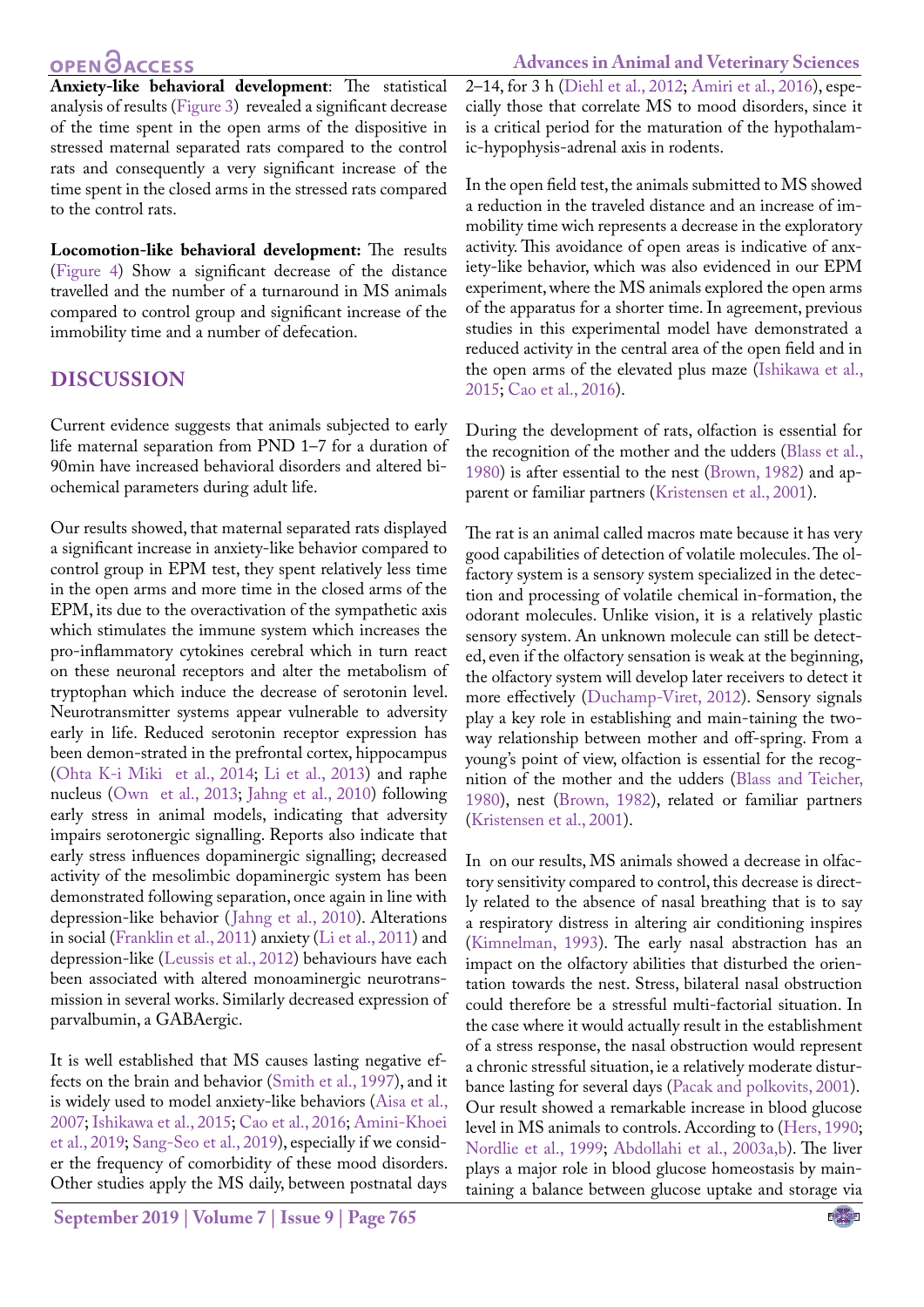**Anxiety-like behavioral development**: The statistical analysis of results (Figure 3) revealed a significant decrease of the time spent in the open arms of the dispositive in stressed maternal separated rats compared to the control rats and consequently a very significant increase of the time spent in the closed arms in the stressed rats compared to the control rats.

**Locomotion-like behavioral development:** The results (Figure 4) Show a significant decrease of the distance travelled and the number of a turnaround in MS animals compared to control group and significant increase of the immobility time and a number of defecation.

## DISCUSSION

Current evidence suggests that animals subjected to early life maternal separation from PND 1–7 for a duration of 90min have increased behavioral disorders and altered biochemical parameters during adult life.

Our results showed, that maternal separated rats displayed a significant increase in anxiety-like behavior compared to control group in EPM test, they spent relatively less time in the open arms and more time in the closed arms of the EPM, its due to the overactivation of the sympathetic axis which stimulates the immune system which increases the pro-inflammatory cytokines cerebral which in turn react on these neuronal receptors and alter the metabolism of tryptophan which induce the decrease of serotonin level. Neurotransmitter systems appear vulnerable to adversity early in life. Reduced serotonin receptor expression has been demon-strated in the prefrontal cortex, hippocampus (Ohta K-i Miki et al., 2014; Li et al., 2013) and raphe nucleus (Own et al., 2013; Jahng et al., 2010) following early stress in animal models, indicating that adversity impairs serotonergic signalling. Reports also indicate that early stress influences dopaminergic signalling; decreased activity of the mesolimbic dopaminergic system has been demonstrated following separation, once again in line with depression-like behavior (Jahng et al., 2010). Alterations in social (Franklin et al., 2011) anxiety (Li et al., 2011) and depression-like (Leussis et al., 2012) behaviours have each been associated with altered monoaminergic neurotrans-mission in several works. Similarly decreased expression of parvalbumin, a GABAergic.

It is well established that MS causes lasting negative effects on the brain and behavior (Smith et al., 1997), and it is widely used to model anxiety-like behaviors (Aisa et al., 2007; Ishikawa et al., 2015; Cao et al., 2016; Amini-Khoei et al., 2019; Sang-Seo et al., 2019), especially if we consider the frequency of comorbidity of these mood disorders. Other studies apply the MS daily, between postnatal days 2–14, for 3 h (Diehl et al., 2012; Amiri et al., 2016), especially those that correlate MS to mood disorders, since it is a critical period for the maturation of the hypothalamic-hypophysis-adrenal axis in rodents.

In the open field test, the animals submitted to MS showed a reduction in the traveled distance and an increase of immobility time wich represents a decrease in the exploratory activity. This avoidance of open areas is indicative of anxiety-like behavior, which was also evidenced in our EPM experiment, where the MS animals explored the open arms of the apparatus for a shorter time. In agreement, previous studies in this experimental model have demonstrated a reduced activity in the central area of the open field and in the open arms of the elevated plus maze (Ishikawa et al., 2015; Cao et al., 2016).

During the development of rats, olfaction is essential for the recognition of the mother and the udders (Blass et al., 1980) is after essential to the nest (Brown, 1982) and apparent or familiar partners (Kristensen et al., 2001).

The rat is an animal called macros mate because it has very good capabilities of detection of volatile molecules. The olfactory system is a sensory system specialized in the detection and processing of volatile chemical in-formation, the odorant molecules. Unlike vision, it is a relatively plastic sensory system. An unknown molecule can still be detected, even if the olfactory sensation is weak at the beginning, the olfactory system will develop later receivers to detect it more effectively (Duchamp-Viret, 2012). Sensory signals play a key role in establishing and main-taining the two-way relationship between mother and off-spring. From a young's point of view, olfaction is essential for the recognition of the mother and the udders (Blass and Teicher, 1980), nest (Brown, 1982), related or familiar partners (Kristensen et al., 2001).

In on our results, MS animals showed a decrease in olfactory sensitivity compared to control, this decrease is directly related to the absence of nasal breathing that is to say a respiratory distress in altering air conditioning inspires (Kimnelman, 1993). The early nasal abstraction has an impact on the olfactory abilities that disturbed the orientation towards the nest. Stress, bilateral nasal obstruction could therefore be a stressful multi-factorial situation. In the case where it would actually result in the establishment of a stress response, the nasal obstruction would represent a chronic stressful situation, ie a relatively moderate disturbance lasting for several days (Pacak and polkovits, 2001). Our result showed a remarkable increase in blood glucose level in MS animals to controls. According to (Hers, 1990; Nordlie et al., 1999; Abdollahi et al., 2003a,b). The liver plays a major role in blood glucose homeostasis by maintaining a balance between glucose uptake and storage via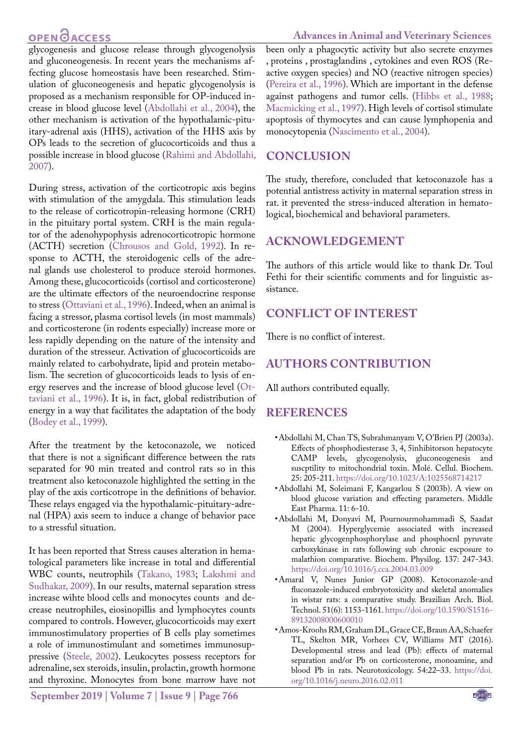glycogenesis and glucose release through glycogenolysis and gluconeogenesis. In recent years the mechanisms affecting glucose homeostasis have been researched. Stimulation of gluconeogenesis and hepatic glycogenolysis is proposed as a mechanism responsible for OP-induced increase in blood glucose level (Abdollahi et al., 2004), the other mechanism is activation of the hypothalamic-pituitary-adrenal axis (HHS), activation of the HHS axis by OPs leads to the secretion of glucocorticoids and thus a possible increase in blood glucose (Rahimi and Abdollahi, 2007).

During stress, activation of the corticotropic axis begins with stimulation of the amygdala. This stimulation leads to the release of corticotropin-releasing hormone (CRH) in the pituitary portal system. CRH is the main regulator of the adenohypophysis adrenocorticotropic hormone (ACTH) secretion (Chrousos and Gold, 1992). In response to ACTH, the steroidogenic cells of the adrenal glands use cholesterol to produce steroid hormones. Among these, glucocorticoids (cortisol and corticosterone) are the ultimate effectors of the neuroendocrine response to stress (Ottaviani et al., 1996). Indeed, when an animal is facing a stressor, plasma cortisol levels (in most mammals) and corticosterone (in rodents especially) increase more or less rapidly depending on the nature of the intensity and duration of the stresseur. Activation of glucocorticoids are mainly related to carbohydrate, lipid and protein metabolism. The secretion of glucocorticoids leads to lysis of energy reserves and the increase of blood glucose level (Ottaviani et al., 1996). It is, in fact, global redistribution of energy in a way that facilitates the adaptation of the body (Bodey et al., 1999).

After the treatment by the ketoconazole, we noticed that there is not a significant difference between the rats separated for 90 min treated and control rats so in this treatment also ketoconazole highlighted the setting in the play of the axis corticotrope in the definitions of behavior. These relays engaged via the hypothalamic-pituitary-adrenal (HPA) axis seem to induce a change of behavior pace to a stressful situation.

It has been reported that Stress causes alteration in hematological parameters like increase in total and differential WBC counts, neutrophils (Takano, 1983; Lakshmi and Sudhakar, 2009). In our results, maternal separation stress increase wihte blood cells and monocytes counts and decrease neutrophiles, eiosinopillis and lymphocytes counts compared to controls. However, glucocorticoids may exert immunostimulatory properties of B cells play sometimes a role of immunostimulant and sometimes immunosuppressive (Steele, 2002). Leukocytes possess receptors for adrenaline, sex steroids, insulin, prolactin, growth hormone and thyroxine. Monocytes from bone marrow have not been only a phagocytic activity but also secrete enzymes , proteins , prostaglandins , cytokines and even ROS (Reactive oxygen species) and NO (reactive nitrogen species) (Pereira et al., 1996). Which are important in the defense against pathogens and tumor cells. (Hibbs et al., 1988; Macmicking et al., 1997). High levels of cortisol stimulate apoptosis of thymocytes and can cause lymphopenia and monocytopenia (Nascimento et al., 2004).

## CONCLUSION

The study, therefore, concluded that ketoconazole has a potential antistress activity in maternal separation stress in rat. it prevented the stress-induced alteration in hematological, biochemical and behavioral parameters.

## ACKNOWLEDGEMENT

The authors of this article would like to thank Dr. Toul Fethi for their scientific comments and for linguistic assistance.

## CONFLICT OF INTEREST

There is no conflict of interest.

## AUTHORS CONTRIBUTION

All authors contributed equally.

## REFERENCES

- Abdollahi M, Chan TS, Subrahmanyam V, O'Brien PJ (2003a). Effects of phosphodiesterase 3, 4, 5inhibitorson hepatocyte CAMP levels, glycogenolysis, gluconeogenesis and suscptility to mitochondrial toxin. Molé. Cellul. Biochem. 25: 205-211. https://doi.org/10.1023/A:1025568714217
- Abdollahi M, Soleimani F, Kangarlou S (2003b). A view on blood glucose variation and effecting parameters. Middle East Pharma. 11: 6-10.
- Abdollahi M, Donyavi M, Pournourmohammadi S, Saadat M (2004). Hyperglycemie associated with increased hepatic glycogenphosphorylase and phosphoenl pyruvate carboxykinase in rats following sub chronic escposure to malathion comparative. Biochem. Physilog. 137: 247-343. https://doi.org/10.1016/j.cca.2004.03.009
- Amaral V, Nunes Junior GP (2008). Ketoconazole-and fluconazole-induced embryotoxicity and skeletal anomalies in wistar rats: a comparative study. Brazilian Arch. Biol. Technol. 51(6): 1153-1161. https://doi.org/10.1590/S1516-89132008000600010
- Amos-Kroohs RM, Graham DL, Grace CE, Braun AA, Schaefer TL, Skelton MR, Vorhees CV, Williams MT (2016). Developmental stress and lead (Pb): effects of maternal separation and/or Pb on corticosterone, monoamine, and blood Pb in rats. Neurotoxicology. 54:22–33. https://doi.org/10.1016/j.neuro.2016.02.011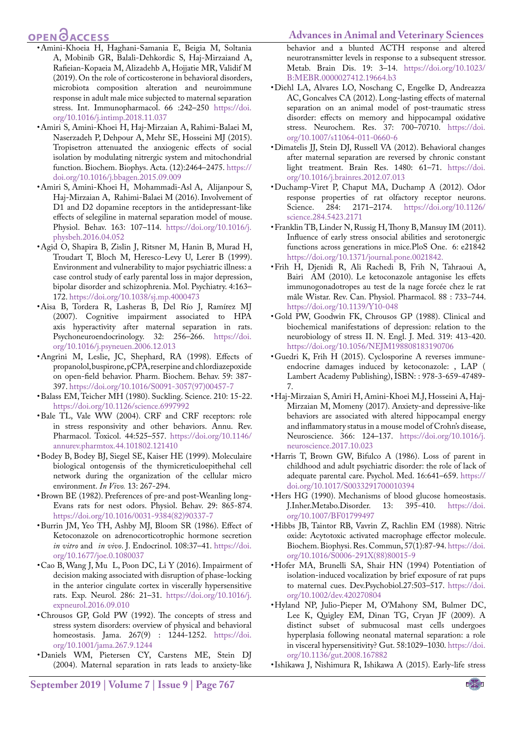- Amini-Khoeia H, Haghani-Samania E, Beigia M, Soltania A, Mobinib GR, Balali-Dehkordic S, Haj-Mirzaiand A, Rafieian-Kopaeia M, Alizadehb A, Hojjatie MR, Validif M (2019). On the role of corticosterone in behavioral disorders, microbiota composition alteration and neuroimmune response in adult male mice subjected to maternal separation stress. Int. Immunopharmacol. 66 :242–250 https://doi.org/10.1016/j.intimp.2018.11.037
- Amiri S, Amini-Khoei H, Haj-Mirzaian A, Rahimi-Balaei M, Naserzadeh P, Dehpour A, Mehr SE, Hosseini MJ (2015). Tropisetron attenuated the anxiogenic effects of social isolation by modulating nitrergic system and mitochondrial function. Biochem. Biophys. Acta. (12):2464–2475. https://doi.org/10.1016/j.bbagen.2015.09.009
- Amiri S, Amini-Khoei H, Mohammadi-Asl A, Alijanpour S, Haj-Mirzaian A, Rahimi-Balaei M (2016). Involvement of D1 and D2 dopamine receptors in the antidepressant-like effects of selegiline in maternal separation model of mouse. Physiol. Behav. 163: 107–114. https://doi.org/10.1016/j.physbeh.2016.04.052
- Agid O, Shapira B, Zislin J, Ritsner M, Hanin B, Murad H, Troudart T, Bloch M, Heresco-Levy U, Lerer B (1999). Environment and vulnerability to major psychiatric illness: a case control study of early parental loss in major depression, bipolar disorder and schizophrenia. Mol. Psychiatry. 4:163–172. https://doi.org/10.1038/sj.mp.4000473
- Aisa B, Tordera R, Lasheras B, Del Río J, Ramírez MJ (2007). Cognitive impairment associated to HPA axis hyperactivity after maternal separation in rats. Psychoneuroendocrinology. 32: 256–266. https://doi.org/10.1016/j.psyneuen.2006.12.013
- Angrini M, Leslie, JC, Shephard, RA (1998). Effects of propanolol, buspirone, pCPA, reserpine and chlordiazepoxide on open-field behavior. Pharm. Biochem. Behav. 59: 387-397. https://doi.org/10.1016/S0091-3057(97)00457-7
- Balass EM, Teicher MH (1980). Suckling. Science. 210: 15-22. https://doi.org/10.1126/science.6997992
- Bale TL, Vale WW (2004). CRF and CRF receptors: role in stress responsivity and other behaviors. Annu. Rev. Pharmacol. Toxicol. 44:525–557. https://doi.org/10.1146/annurev.pharmtox.44.101802.121410
- Bodey B, Bodey BJ, Siegel SE, Kaiser HE (1999). Moleculaire biological ontogensis of the thymicreticuloepithehal cell network during the organization of the cellular micro environment. *In Vivo.* 13: 267-294.
- Brown BE (1982). Preferences of pre-and post-Weanling long-Evans rats for nest odors. Physiol. Behav. 29: 865-874. https://doi.org/10.1016/0031-9384(82)90337-7
- Burrin JM, Yeo TH, Ashby MJ, Bloom SR (1986). Effect of Ketoconazole on adrenocorticotrophic hormone secretion *in vitro* and *in vivo*. J. Endocrinol. 108:37–41. https://doi.org/10.1677/joe.0.1080037
- Cao B, Wang J, Mu L, Poon DC, Li Y (2016). Impairment of decision making associated with disruption of phase-locking in the anterior cingulate cortex in viscerally hypersensitive rats. Exp. Neurol. 286: 21–31. https://doi.org/10.1016/j.expneurol.2016.09.010
- Chrousos GP, Gold PW (1992). The concepts of stress and stress system disorders: overview of physical and behavioral homeostasis. Jama. 267(9) : 1244-1252. https://doi.org/10.1001/jama.267.9.1244
- Daniels WM, Pietersen CY, Carstens ME, Stein DJ (2004). Maternal separation in rats leads to anxiety-like behavior and a blunted ACTH response and altered neurotransmitter levels in response to a subsequent stressor. Metab. Brain Dis. 19: 3–14. https://doi.org/10.1023/B:MEBR.0000027412.19664.b3
- Diehl LA, Alvares LO, Noschang C, Engelke D, Andreazza AC, Goncalves CA (2012). Long-lasting effects of maternal separation on an animal model of post-traumatic stress disorder: effects on memory and hippocampal oxidative stress. Neurochem. Res. 37: 700–70710. https://doi.org/10.1007/s11064-011-0660-6
- Dimatelis JJ, Stein DJ, Russell VA (2012). Behavioral changes after maternal separation are reversed by chronic constant light treatment. Brain Res. 1480: 61–71. https://doi.org/10.1016/j.brainres.2012.07.013
- Duchamp-Viret P, Chaput MA, Duchamp A (2012). Odor response properties of rat olfactory receptor neurons. Science. 284: 2171–2174. https://doi.org/10.1126/science.284.5423.2171
- Franklin TB, Linder N, Russig H, Thony B, Mansuy IM (2011). Influence of early stress onsocial abilities and serotonergic functions across generations in mice.PloS One. 6: e21842 https://doi.org/10.1371/journal.pone.0021842.
- Frih H, Djenidi R, Ali Rachedi B, Frih N, Tahraoui A, Bairi AM (2010). Le ketoconazole antagonise les effets immunogonadotropes au test de la nage forcée chez le rat mâle Wistar. Rev. Can. Physiol. Pharmacol. 88 : 733–744. https://doi.org/10.1139/Y10-048
- Gold PW, Goodwin FK, Chrousos GP (1988). Clinical and biochemical manifestations of depression: relation to the neurobiology of stress II. N. Engl. J. Med. 319: 413-420. https://doi.org/10.1056/NEJM198808183190706
- Guedri K, Frih H (2015). Cyclosporine A reverses immune-endocrine damages induced by ketoconazole: , LAP ( Lambert Academy Publishing), ISBN: : 978-3-659-47489-7.
- Haj-Mirzaian S, Amiri H, Amini-Khoei M.J, Hosseini A, Haj-Mirzaian M, Momeny (2017). Anxiety-and depressive-like behaviors are associated with altered hippocampal energy and inflammatory status in a mouse model of Crohn's disease, Neuroscience. 366: 124–137. https://doi.org/10.1016/j.neuroscience.2017.10.023
- Harris T, Brown GW, Bifulco A (1986). Loss of parent in childhood and adult psychiatric disorder: the role of lack of adequate parental care. Psychol. Med. 16:641–659. https://doi.org/10.1017/S0033291700010394
- Hers HG (1990). Mechanisms of blood glucose homeostasis. J.Inher.Metabo.Disorder. 13: 395-410. https://doi.org/10.1007/BF01799497
- Hibbs JB, Taintor RB, Vavrin Z, Rachlin EM (1988). Nitric oxide: Acytotoxic activated macrophage effector molecule. Biochem. Biophysi. Res. Commun, 57(1):87-94. https://doi.org/10.1016/S0006-291X(88)80015-9
- Hofer MA, Brunelli SA, Shair HN (1994) Potentiation of isolation-induced vocalization by brief exposure of rat pups to maternal cues. Dev.Psychobiol.27:503–517. https://doi.org/10.1002/dev.420270804
- Hyland NP, Julio-Pieper M, O'Mahony SM, Bulmer DC, Lee K, Quigley EM, Dinan TG, Cryan JF (2009). A distinct subset of submucosal mast cells undergoes hyperplasia following neonatal maternal separation: a role in visceral hypersensitivity? Gut. 58:1029–1030. https://doi.org/10.1136/gut.2008.167882
- Ishikawa J, Nishimura R, Ishikawa A (2015). Early-life stress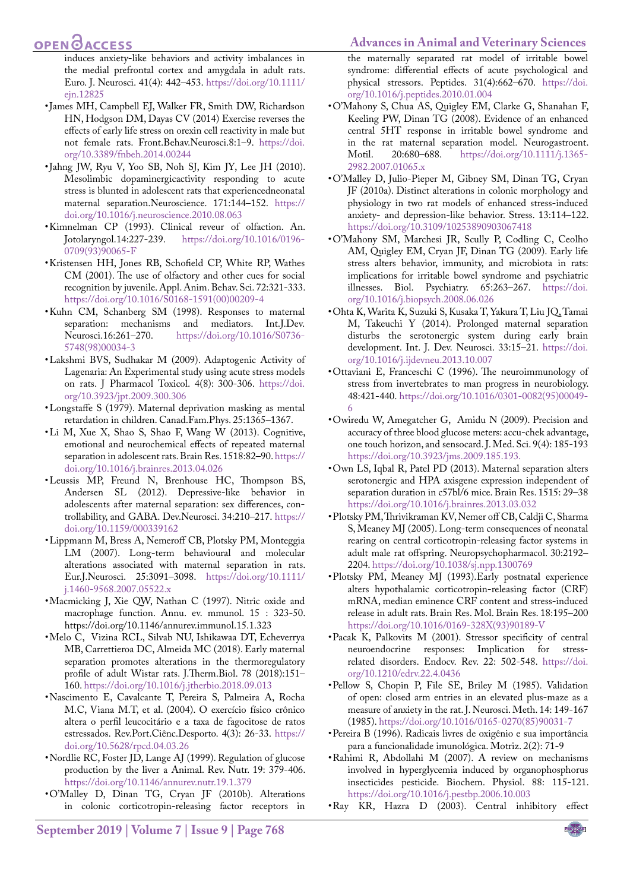induces anxiety-like behaviors and activity imbalances in the medial prefrontal cortex and amygdala in adult rats. Euro. J. Neurosci. 41(4): 442–453. https://doi.org/10.1111/ejn.12825

- James MH, Campbell EJ, Walker FR, Smith DW, Richardson HN, Hodgson DM, Dayas CV (2014) Exercise reverses the effects of early life stress on orexin cell reactivity in male but not female rats. Front.Behav.Neurosci.8:1–9. https://doi.org/10.3389/fnbeh.2014.00244
- Jahng JW, Ryu V, Yoo SB, Noh SJ, Kim JY, Lee JH (2010). Mesolimbic dopaminergicactivity responding to acute stress is blunted in adolescent rats that experiencedneonatal maternal separation.Neuroscience. 171:144–152. https://doi.org/10.1016/j.neuroscience.2010.08.063
- Kimnelman CP (1993). Clinical reveur of olfaction. An. Jotolaryngol.14:227-239. https://doi.org/10.1016/0196-0709(93)90065-F
- Kristensen HH, Jones RB, Schofield CP, White RP, Wathes CM (2001). The use of olfactory and other cues for social recognition by juvenile. Appl. Anim. Behav. Sci. 72:321-333. https://doi.org/10.1016/S0168-1591(00)00209-4
- Kuhn CM, Schanberg SM (1998). Responses to maternal separation: mechanisms and mediators. Int.J.Dev. Neurosci.16:261–270. https://doi.org/10.1016/S0736-5748(98)00034-3
- Lakshmi BVS, Sudhakar M (2009). Adaptogenic Activity of Lagenaria: An Experimental study using acute stress models on rats. J Pharmacol Toxicol. 4(8): 300-306. https://doi.org/10.3923/jpt.2009.300.306
- Longstaffe S (1979). Maternal deprivation masking as mental retardation in children. Canad.Fam.Phys. 25:1365–1367.
- Li M, Xue X, Shao S, Shao F, Wang W (2013). Cognitive, emotional and neurochemical effects of repeated maternal separation in adolescent rats. Brain Res. 1518:82–90. https://doi.org/10.1016/j.brainres.2013.04.026
- Leussis MP, Freund N, Brenhouse HC, Thompson BS, Andersen SL (2012). Depressive-like behavior in adolescents after maternal separation: sex differences, controllability, and GABA. Dev.Neurosci. 34:210–217. https://doi.org/10.1159/000339162
- Lippmann M, Bress A, Nemeroff CB, Plotsky PM, Monteggia LM (2007). Long-term behavioural and molecular alterations associated with maternal separation in rats. Eur.J.Neurosci. 25:3091–3098. https://doi.org/10.1111/j.1460-9568.2007.05522.x
- Macmicking J, Xie QW, Nathan C (1997). Nitric oxide and macrophage function. Annu. ev. mmunol. 15 : 323-50. https://doi.org/10.1146/annurev.immunol.15.1.323
- Melo C, Vizina RCL, Silvab NU, Ishikawaa DT, Echeverrya MB, Carrettieroa DC, Almeida MC (2018). Early maternal separation promotes alterations in the thermoregulatory profile of adult Wistar rats. J.Therm.Biol. 78 (2018):151–160. https://doi.org/10.1016/j.jtherbio.2018.09.013
- Nascimento E, Cavalcante T, Pereira S, Palmeira A, Rocha M.C, Viana M.T, et al. (2004). O exercício físico crônico altera o perfil leucocitário e a taxa de fagocitose de ratos estressados. Rev.Port.Ciênc.Desporto. 4(3): 26-33. https://doi.org/10.5628/rpcd.04.03.26
- Nordlie RC, Foster JD, Lange AJ (1999). Regulation of glucose production by the liver a Animal. Rev. Nutr. 19: 379-406. https://doi.org/10.1146/annurev.nutr.19.1.379
- O'Malley D, Dinan TG, Cryan JF (2010b). Alterations in colonic corticotropin-releasing factor receptors in the maternally separated rat model of irritable bowel syndrome: differential effects of acute psychological and physical stressors. Peptides. 31(4):662–670. https://doi.org/10.1016/j.peptides.2010.01.004
- O'Mahony S, Chua AS, Quigley EM, Clarke G, Shanahan F, Keeling PW, Dinan TG (2008). Evidence of an enhanced central 5HT response in irritable bowel syndrome and in the rat maternal separation model. Neurogastroent. Motil. 20:680–688. https://doi.org/10.1111/j.1365-2982.2007.01065.x
- O'Malley D, Julio-Pieper M, Gibney SM, Dinan TG, Cryan JF (2010a). Distinct alterations in colonic morphology and physiology in two rat models of enhanced stress-induced anxiety- and depression-like behavior. Stress. 13:114–122. https://doi.org/10.3109/10253890903067418
- O'Mahony SM, Marchesi JR, Scully P, Codling C, Ceolho AM, Quigley EM, Cryan JF, Dinan TG (2009). Early life stress alters behavior, immunity, and microbiota in rats: implications for irritable bowel syndrome and psychiatric illnesses. Biol. Psychiatry. 65:263–267. https://doi.org/10.1016/j.biopsych.2008.06.026
- Ohta K, Warita K, Suzuki S, Kusaka T, Yakura T, Liu JQ, Tamai M, Takeuchi Y (2014). Prolonged maternal separation disturbs the serotonergic system during early brain development. Int. J. Dev. Neurosci. 33:15–21. https://doi.org/10.1016/j.ijdevneu.2013.10.007
- Ottaviani E, Franceschi C (1996). The neuroimmunology of stress from invertebrates to man progress in neurobiology. 48:421-440. https://doi.org/10.1016/0301-0082(95)00049-6
- Owiredu W, Amegatcher G, Amidu N (2009). Precision and accuracy of three blood glucose meters: accu-chek advantage, one touch horizon, and sensocard. J. Med. Sci. 9(4): 185-193 https://doi.org/10.3923/jms.2009.185.193.
- Own LS, Iqbal R, Patel PD (2013). Maternal separation alters serotonergic and HPA axisgene expression independent of separation duration in c57bl/6 mice. Brain Res. 1515: 29–38 https://doi.org/10.1016/j.brainres.2013.03.032
- Plotsky PM, Thrivikraman KV, Nemer off CB, Caldji C, Sharma S, Meaney MJ (2005). Long-term consequences of neonatal rearing on central corticotropin-releasing factor systems in adult male rat offspring. Neuropsychopharmacol. 30:2192–2204. https://doi.org/10.1038/sj.npp.1300769
- Plotsky PM, Meaney MJ (1993).Early postnatal experience alters hypothalamic corticotropin-releasing factor (CRF) mRNA, median eminence CRF content and stress-induced release in adult rats. Brain Res. Mol. Brain Res. 18:195–200 https://doi.org/10.1016/0169-328X(93)90189-V
- Pacak K, Palkovits M (2001). Stressor specificity of central neuroendocrine responses: Implication for stress-related disorders. Endocv. Rev. 22: 502-548. https://doi.org/10.1210/edrv.22.4.0436
- Pellow S, Chopin P, File SE, Briley M (1985). Validation of open: closed arm entries in an elevated plus-maze as a measure of anxiety in the rat. J. Neurosci. Meth. 14: 149-167 (1985). https://doi.org/10.1016/0165-0270(85)90031-7
- Pereira B (1996). Radicais livres de oxigênio e sua importância para a funcionalidade imunológica. Motriz. 2(2): 71-9
- Rahimi R, Abdollahi M (2007). A review on mechanisms involved in hyperglycemia induced by organophosphorus insecticides pesticide. Biochem. Physiol. 88: 115-121. https://doi.org/10.1016/j.pestbp.2006.10.003
- Ray KR, Hazra D (2003). Central inhibitory effect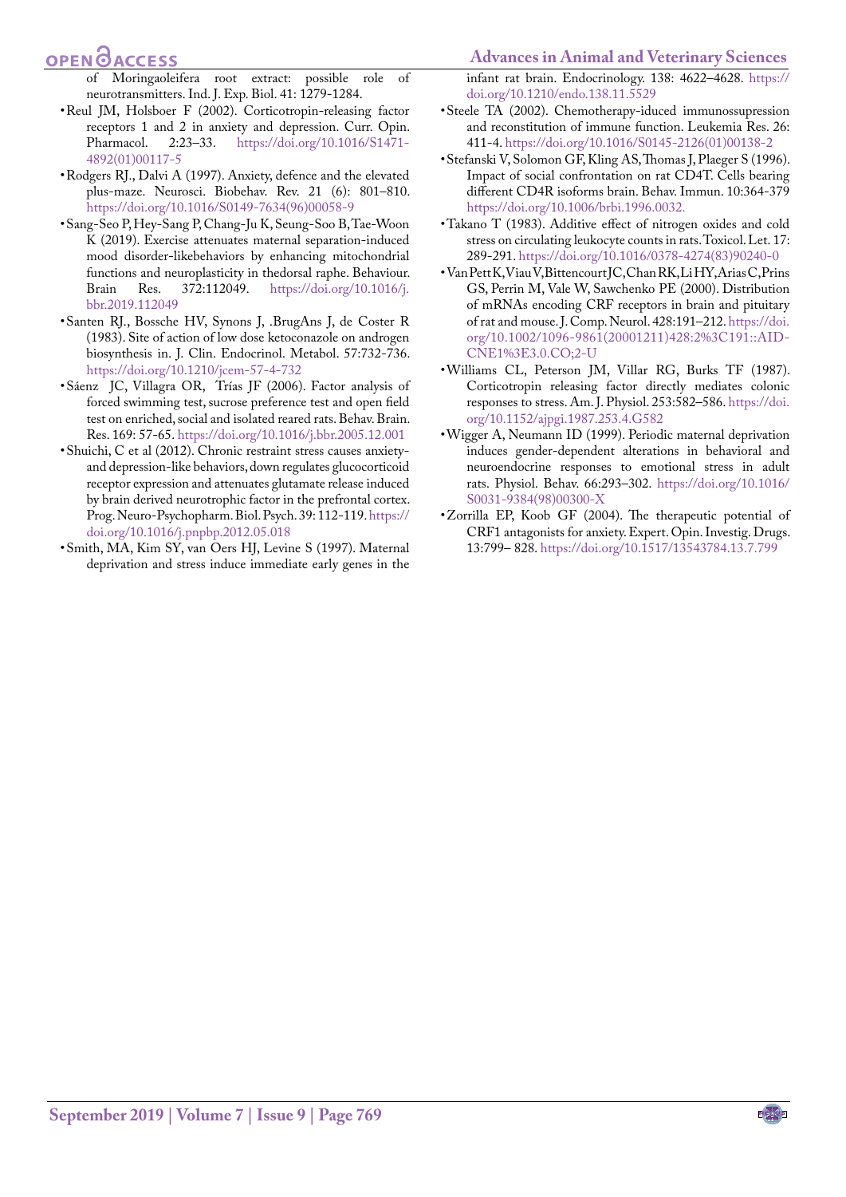of Moringaoleifera root extract: possible role of neurotransmitters. Ind. J. Exp. Biol. 41: 1279-1284.

- Reul JM, Holsboer F (2002). Corticotropin-releasing factor receptors 1 and 2 in anxiety and depression. Curr. Opin. Pharmacol. 2:23–33. https://doi.org/10.1016/S1471-4892(01)00117-5
- Rodgers RJ., Dalvi A (1997). Anxiety, defence and the elevated plus-maze. Neurosci. Biobehav. Rev. 21 (6): 801–810. https://doi.org/10.1016/S0149-7634(96)00058-9
- Sang-Seo P, Hey-Sang P, Chang-Ju K, Seung-Soo B, Tae-Woon K (2019). Exercise attenuates maternal separation-induced mood disorder-likebehaviors by enhancing mitochondrial functions and neuroplasticity in thedorsal raphe. Behaviour. Brain Res. 372:112049. https://doi.org/10.1016/j.bbr.2019.112049
- Santen RJ., Bossche HV, Synons J, .BrugAns J, de Coster R (1983). Site of action of low dose ketoconazole on androgen biosynthesis in. J. Clin. Endocrinol. Metabol. 57:732-736. https://doi.org/10.1210/jcem-57-4-732
- Sáenz JC, Villagra OR, Trías JF (2006). Factor analysis of forced swimming test, sucrose preference test and open field test on enriched, social and isolated reared rats. Behav. Brain. Res. 169: 57-65. https://doi.org/10.1016/j.bbr.2005.12.001
- Shuichi, C et al (2012). Chronic restraint stress causes anxiety- and depression-like behaviors, down regulates glucocorticoid receptor expression and attenuates glutamate release induced by brain derived neurotrophic factor in the prefrontal cortex. Prog. Neuro-Psychopharm. Biol. Psych. 39: 112-119. https://doi.org/10.1016/j.pnpbp.2012.05.018
- Smith, MA, Kim SY, van Oers HJ, Levine S (1997). Maternal deprivation and stress induce immediate early genes in the infant rat brain. Endocrinology. 138: 4622–4628. https://doi.org/10.1210/endo.138.11.5529
- Steele TA (2002). Chemotherapy-iduced immunossupression and reconstitution of immune function. Leukemia Res. 26: 411-4. https://doi.org/10.1016/S0145-2126(01)00138-2
- Stefanski V, Solomon GF, Kling AS, Thomas J, Plaeger S (1996). Impact of social confrontation on rat CD4T. Cells bearing different CD4R isoforms brain. Behav. Immun. 10:364-379 https://doi.org/10.1006/brbi.1996.0032.
- Takano T (1983). Additive effect of nitrogen oxides and cold stress on circulating leukocyte counts in rats. Toxicol. Let. 17: 289-291. https://doi.org/10.1016/0378-4274(83)90240-0
- Van Pett K, Viau V, Bittencourt JC, Chan RK, Li HY, Arias C, Prins GS, Perrin M, Vale W, Sawchenko PE (2000). Distribution of mRNAs encoding CRF receptors in brain and pituitary of rat and mouse. J. Comp. Neurol. 428:191–212. https://doi.org/10.1002/1096-9861(20001211)428:2%3C191::AID-CNE1%3E3.0.CO;2-U
- Williams CL, Peterson JM, Villar RG, Burks TF (1987). Corticotropin releasing factor directly mediates colonic responses to stress. Am. J. Physiol. 253:582–586. https://doi.org/10.1152/ajpgi.1987.253.4.G582
- Wigger A, Neumann ID (1999). Periodic maternal deprivation induces gender-dependent alterations in behavioral and neuroendocrine responses to emotional stress in adult rats. Physiol. Behav. 66:293–302. https://doi.org/10.1016/S0031-9384(98)00300-X
- Zorrilla EP, Koob GF (2004). The therapeutic potential of CRF1 antagonists for anxiety. Expert. Opin. Investig. Drugs. 13:799– 828. https://doi.org/10.1517/13543784.13.7.799